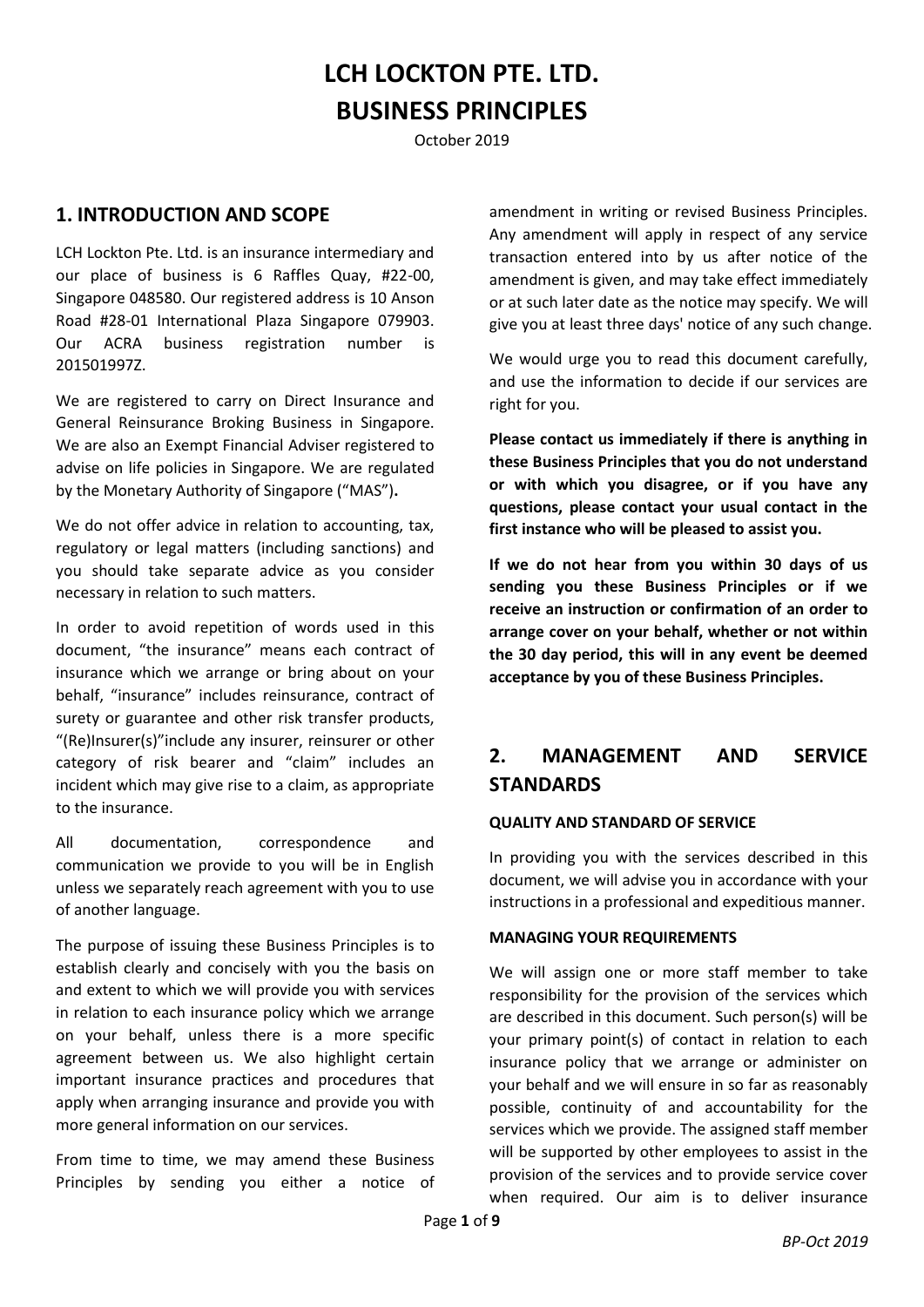# LCH LOCKTON PTE. LTD.
# BUSINESS PRINCIPLES

October 2019

## 1. INTRODUCTION AND SCOPE

LCH Lockton Pte. Ltd. is an insurance intermediary and our place of business is 6 Raffles Quay, #22-00, Singapore 048580. Our registered address is 10 Anson Road #28-01 International Plaza Singapore 079903. Our ACRA business registration number is 201501997Z.

We are registered to carry on Direct Insurance and General Reinsurance Broking Business in Singapore. We are also an Exempt Financial Adviser registered to advise on life policies in Singapore. We are regulated by the Monetary Authority of Singapore ("MAS").

We do not offer advice in relation to accounting, tax, regulatory or legal matters (including sanctions) and you should take separate advice as you consider necessary in relation to such matters.

In order to avoid repetition of words used in this document, "the insurance" means each contract of insurance which we arrange or bring about on your behalf, "insurance" includes reinsurance, contract of surety or guarantee and other risk transfer products, "(Re)Insurer(s)"include any insurer, reinsurer or other category of risk bearer and "claim" includes an incident which may give rise to a claim, as appropriate to the insurance.

All documentation, correspondence and communication we provide to you will be in English unless we separately reach agreement with you to use of another language.

The purpose of issuing these Business Principles is to establish clearly and concisely with you the basis on and extent to which we will provide you with services in relation to each insurance policy which we arrange on your behalf, unless there is a more specific agreement between us. We also highlight certain important insurance practices and procedures that apply when arranging insurance and provide you with more general information on our services.

From time to time, we may amend these Business Principles by sending you either a notice of amendment in writing or revised Business Principles. Any amendment will apply in respect of any service transaction entered into by us after notice of the amendment is given, and may take effect immediately or at such later date as the notice may specify. We will give you at least three days' notice of any such change.

We would urge you to read this document carefully, and use the information to decide if our services are right for you.

**Please contact us immediately if there is anything in these Business Principles that you do not understand or with which you disagree, or if you have any questions, please contact your usual contact in the first instance who will be pleased to assist you.**

**If we do not hear from you within 30 days of us sending you these Business Principles or if we receive an instruction or confirmation of an order to arrange cover on your behalf, whether or not within the 30 day period, this will in any event be deemed acceptance by you of these Business Principles.**

## 2. MANAGEMENT AND SERVICE STANDARDS

### QUALITY AND STANDARD OF SERVICE

In providing you with the services described in this document, we will advise you in accordance with your instructions in a professional and expeditious manner.

### MANAGING YOUR REQUIREMENTS

We will assign one or more staff member to take responsibility for the provision of the services which are described in this document. Such person(s) will be your primary point(s) of contact in relation to each insurance policy that we arrange or administer on your behalf and we will ensure in so far as reasonably possible, continuity of and accountability for the services which we provide. The assigned staff member will be supported by other employees to assist in the provision of the services and to provide service cover when required. Our aim is to deliver insurance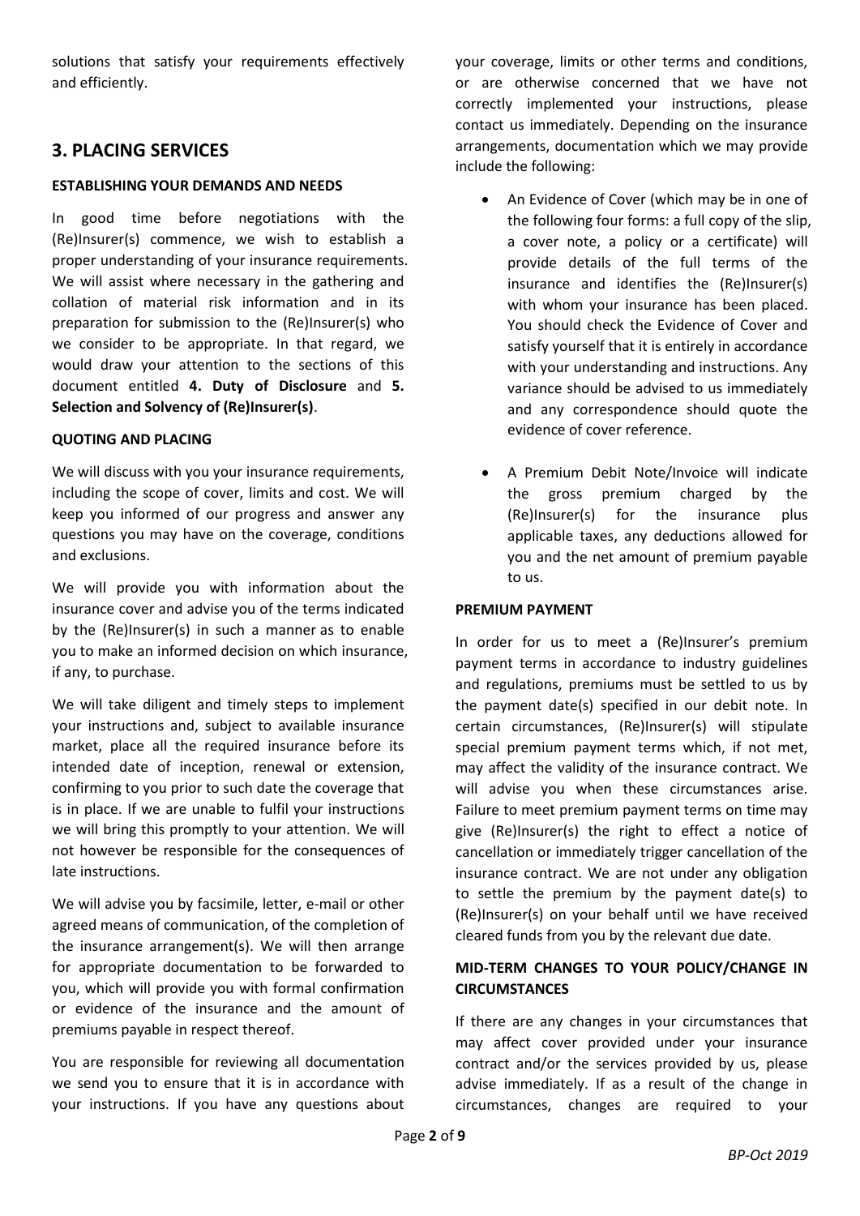solutions that satisfy your requirements effectively and efficiently.

## 3. PLACING SERVICES

**ESTABLISHING YOUR DEMANDS AND NEEDS**

In good time before negotiations with the (Re)Insurer(s) commence, we wish to establish a proper understanding of your insurance requirements. We will assist where necessary in the gathering and collation of material risk information and in its preparation for submission to the (Re)Insurer(s) who we consider to be appropriate. In that regard, we would draw your attention to the sections of this document entitled **4. Duty of Disclosure** and **5. Selection and Solvency of (Re)Insurer(s)**.

**QUOTING AND PLACING**

We will discuss with you your insurance requirements, including the scope of cover, limits and cost. We will keep you informed of our progress and answer any questions you may have on the coverage, conditions and exclusions.

We will provide you with information about the insurance cover and advise you of the terms indicated by the (Re)Insurer(s) in such a manner as to enable you to make an informed decision on which insurance, if any, to purchase.

We will take diligent and timely steps to implement your instructions and, subject to available insurance market, place all the required insurance before its intended date of inception, renewal or extension, confirming to you prior to such date the coverage that is in place. If we are unable to fulfil your instructions we will bring this promptly to your attention. We will not however be responsible for the consequences of late instructions.

We will advise you by facsimile, letter, e-mail or other agreed means of communication, of the completion of the insurance arrangement(s). We will then arrange for appropriate documentation to be forwarded to you, which will provide you with formal confirmation or evidence of the insurance and the amount of premiums payable in respect thereof.

You are responsible for reviewing all documentation we send you to ensure that it is in accordance with your instructions. If you have any questions about your coverage, limits or other terms and conditions, or are otherwise concerned that we have not correctly implemented your instructions, please contact us immediately. Depending on the insurance arrangements, documentation which we may provide include the following:

- An Evidence of Cover (which may be in one of the following four forms: a full copy of the slip, a cover note, a policy or a certificate) will provide details of the full terms of the insurance and identifies the (Re)Insurer(s) with whom your insurance has been placed. You should check the Evidence of Cover and satisfy yourself that it is entirely in accordance with your understanding and instructions. Any variance should be advised to us immediately and any correspondence should quote the evidence of cover reference.

- A Premium Debit Note/Invoice will indicate the gross premium charged by the (Re)Insurer(s) for the insurance plus applicable taxes, any deductions allowed for you and the net amount of premium payable to us.

**PREMIUM PAYMENT**

In order for us to meet a (Re)Insurer's premium payment terms in accordance to industry guidelines and regulations, premiums must be settled to us by the payment date(s) specified in our debit note. In certain circumstances, (Re)Insurer(s) will stipulate special premium payment terms which, if not met, may affect the validity of the insurance contract. We will advise you when these circumstances arise. Failure to meet premium payment terms on time may give (Re)Insurer(s) the right to effect a notice of cancellation or immediately trigger cancellation of the insurance contract. We are not under any obligation to settle the premium by the payment date(s) to (Re)Insurer(s) on your behalf until we have received cleared funds from you by the relevant due date.

**MID-TERM CHANGES TO YOUR POLICY/CHANGE IN CIRCUMSTANCES**

If there are any changes in your circumstances that may affect cover provided under your insurance contract and/or the services provided by us, please advise immediately. If as a result of the change in circumstances, changes are required to your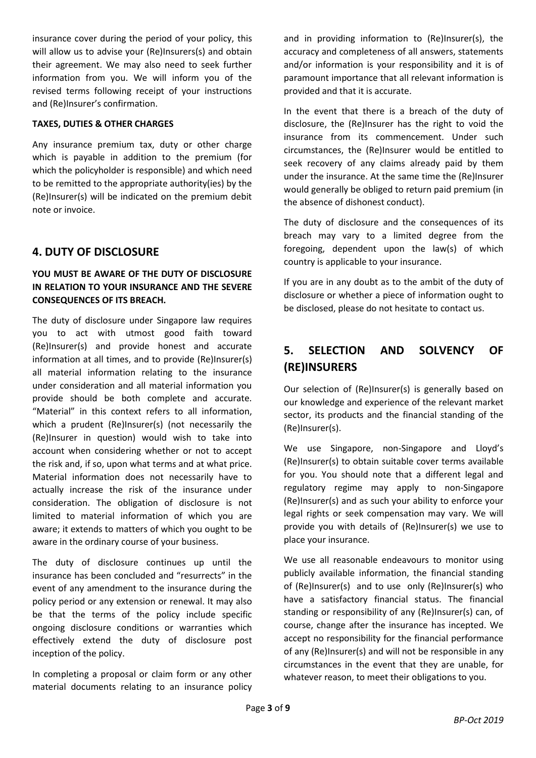insurance cover during the period of your policy, this will allow us to advise your (Re)Insurers(s) and obtain their agreement. We may also need to seek further information from you. We will inform you of the revised terms following receipt of your instructions and (Re)Insurer's confirmation.

**TAXES, DUTIES & OTHER CHARGES**

Any insurance premium tax, duty or other charge which is payable in addition to the premium (for which the policyholder is responsible) and which need to be remitted to the appropriate authority(ies) by the (Re)Insurer(s) will be indicated on the premium debit note or invoice.

## 4. DUTY OF DISCLOSURE

**YOU MUST BE AWARE OF THE DUTY OF DISCLOSURE IN RELATION TO YOUR INSURANCE AND THE SEVERE CONSEQUENCES OF ITS BREACH.**

The duty of disclosure under Singapore law requires you to act with utmost good faith toward (Re)Insurer(s) and provide honest and accurate information at all times, and to provide (Re)Insurer(s) all material information relating to the insurance under consideration and all material information you provide should be both complete and accurate. "Material" in this context refers to all information, which a prudent (Re)Insurer(s) (not necessarily the (Re)Insurer in question) would wish to take into account when considering whether or not to accept the risk and, if so, upon what terms and at what price. Material information does not necessarily have to actually increase the risk of the insurance under consideration. The obligation of disclosure is not limited to material information of which you are aware; it extends to matters of which you ought to be aware in the ordinary course of your business.

The duty of disclosure continues up until the insurance has been concluded and "resurrects" in the event of any amendment to the insurance during the policy period or any extension or renewal. It may also be that the terms of the policy include specific ongoing disclosure conditions or warranties which effectively extend the duty of disclosure post inception of the policy.

In completing a proposal or claim form or any other material documents relating to an insurance policy and in providing information to (Re)Insurer(s), the accuracy and completeness of all answers, statements and/or information is your responsibility and it is of paramount importance that all relevant information is provided and that it is accurate.

In the event that there is a breach of the duty of disclosure, the (Re)Insurer has the right to void the insurance from its commencement. Under such circumstances, the (Re)Insurer would be entitled to seek recovery of any claims already paid by them under the insurance. At the same time the (Re)Insurer would generally be obliged to return paid premium (in the absence of dishonest conduct).

The duty of disclosure and the consequences of its breach may vary to a limited degree from the foregoing, dependent upon the law(s) of which country is applicable to your insurance.

If you are in any doubt as to the ambit of the duty of disclosure or whether a piece of information ought to be disclosed, please do not hesitate to contact us.

## 5. SELECTION AND SOLVENCY OF (RE)INSURERS

Our selection of (Re)Insurer(s) is generally based on our knowledge and experience of the relevant market sector, its products and the financial standing of the (Re)Insurer(s).

We use Singapore, non-Singapore and Lloyd's (Re)Insurer(s) to obtain suitable cover terms available for you. You should note that a different legal and regulatory regime may apply to non-Singapore (Re)Insurer(s) and as such your ability to enforce your legal rights or seek compensation may vary. We will provide you with details of (Re)Insurer(s) we use to place your insurance.

We use all reasonable endeavours to monitor using publicly available information, the financial standing of (Re)Insurer(s) and to use only (Re)Insurer(s) who have a satisfactory financial status. The financial standing or responsibility of any (Re)Insurer(s) can, of course, change after the insurance has incepted. We accept no responsibility for the financial performance of any (Re)Insurer(s) and will not be responsible in any circumstances in the event that they are unable, for whatever reason, to meet their obligations to you.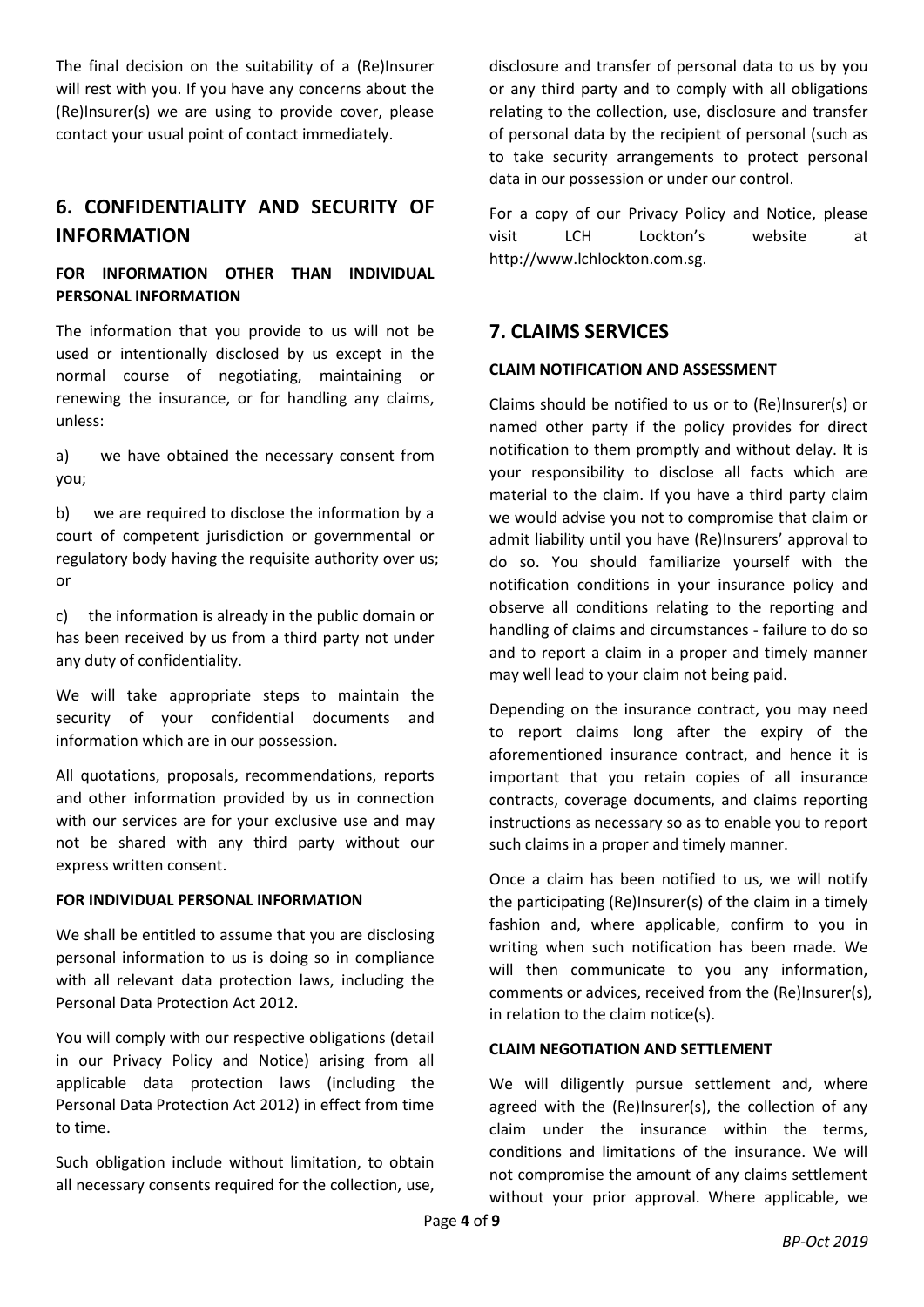The final decision on the suitability of a (Re)Insurer will rest with you. If you have any concerns about the (Re)Insurer(s) we are using to provide cover, please contact your usual point of contact immediately.

## 6. CONFIDENTIALITY AND SECURITY OF INFORMATION

**FOR INFORMATION OTHER THAN INDIVIDUAL PERSONAL INFORMATION**

The information that you provide to us will not be used or intentionally disclosed by us except in the normal course of negotiating, maintaining or renewing the insurance, or for handling any claims, unless:

a) we have obtained the necessary consent from you;

b) we are required to disclose the information by a court of competent jurisdiction or governmental or regulatory body having the requisite authority over us; or

c) the information is already in the public domain or has been received by us from a third party not under any duty of confidentiality.

We will take appropriate steps to maintain the security of your confidential documents and information which are in our possession.

All quotations, proposals, recommendations, reports and other information provided by us in connection with our services are for your exclusive use and may not be shared with any third party without our express written consent.

**FOR INDIVIDUAL PERSONAL INFORMATION**

We shall be entitled to assume that you are disclosing personal information to us is doing so in compliance with all relevant data protection laws, including the Personal Data Protection Act 2012.

You will comply with our respective obligations (detail in our Privacy Policy and Notice) arising from all applicable data protection laws (including the Personal Data Protection Act 2012) in effect from time to time.

Such obligation include without limitation, to obtain all necessary consents required for the collection, use, disclosure and transfer of personal data to us by you or any third party and to comply with all obligations relating to the collection, use, disclosure and transfer of personal data by the recipient of personal (such as to take security arrangements to protect personal data in our possession or under our control.

For a copy of our Privacy Policy and Notice, please visit LCH Lockton's website at http://www.lchlockton.com.sg.

## 7. CLAIMS SERVICES

**CLAIM NOTIFICATION AND ASSESSMENT**

Claims should be notified to us or to (Re)Insurer(s) or named other party if the policy provides for direct notification to them promptly and without delay. It is your responsibility to disclose all facts which are material to the claim. If you have a third party claim we would advise you not to compromise that claim or admit liability until you have (Re)Insurers' approval to do so. You should familiarize yourself with the notification conditions in your insurance policy and observe all conditions relating to the reporting and handling of claims and circumstances - failure to do so and to report a claim in a proper and timely manner may well lead to your claim not being paid.

Depending on the insurance contract, you may need to report claims long after the expiry of the aforementioned insurance contract, and hence it is important that you retain copies of all insurance contracts, coverage documents, and claims reporting instructions as necessary so as to enable you to report such claims in a proper and timely manner.

Once a claim has been notified to us, we will notify the participating (Re)Insurer(s) of the claim in a timely fashion and, where applicable, confirm to you in writing when such notification has been made. We will then communicate to you any information, comments or advices, received from the (Re)Insurer(s), in relation to the claim notice(s).

**CLAIM NEGOTIATION AND SETTLEMENT**

We will diligently pursue settlement and, where agreed with the (Re)Insurer(s), the collection of any claim under the insurance within the terms, conditions and limitations of the insurance. We will not compromise the amount of any claims settlement without your prior approval. Where applicable, we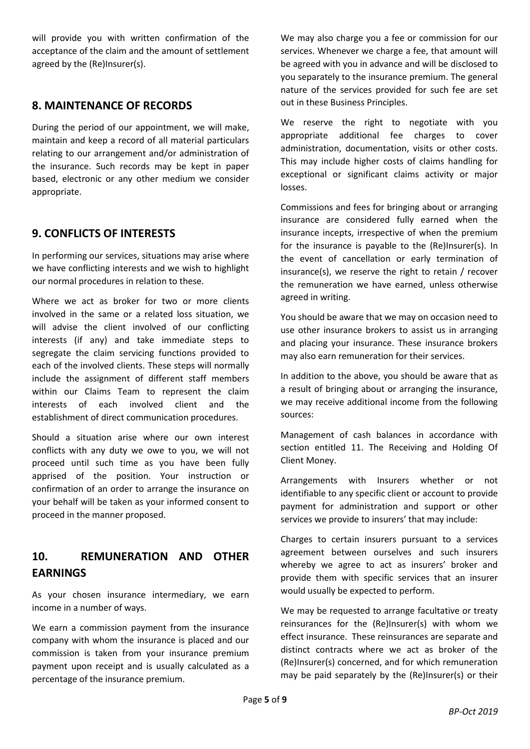will provide you with written confirmation of the acceptance of the claim and the amount of settlement agreed by the (Re)Insurer(s).

## 8. MAINTENANCE OF RECORDS

During the period of our appointment, we will make, maintain and keep a record of all material particulars relating to our arrangement and/or administration of the insurance. Such records may be kept in paper based, electronic or any other medium we consider appropriate.

## 9. CONFLICTS OF INTERESTS

In performing our services, situations may arise where we have conflicting interests and we wish to highlight our normal procedures in relation to these.

Where we act as broker for two or more clients involved in the same or a related loss situation, we will advise the client involved of our conflicting interests (if any) and take immediate steps to segregate the claim servicing functions provided to each of the involved clients. These steps will normally include the assignment of different staff members within our Claims Team to represent the claim interests of each involved client and the establishment of direct communication procedures.

Should a situation arise where our own interest conflicts with any duty we owe to you, we will not proceed until such time as you have been fully apprised of the position. Your instruction or confirmation of an order to arrange the insurance on your behalf will be taken as your informed consent to proceed in the manner proposed.

## 10. REMUNERATION AND OTHER EARNINGS

As your chosen insurance intermediary, we earn income in a number of ways.

We earn a commission payment from the insurance company with whom the insurance is placed and our commission is taken from your insurance premium payment upon receipt and is usually calculated as a percentage of the insurance premium.

We may also charge you a fee or commission for our services. Whenever we charge a fee, that amount will be agreed with you in advance and will be disclosed to you separately to the insurance premium. The general nature of the services provided for such fee are set out in these Business Principles.

We reserve the right to negotiate with you appropriate additional fee charges to cover administration, documentation, visits or other costs. This may include higher costs of claims handling for exceptional or significant claims activity or major losses.

Commissions and fees for bringing about or arranging insurance are considered fully earned when the insurance incepts, irrespective of when the premium for the insurance is payable to the (Re)Insurer(s). In the event of cancellation or early termination of insurance(s), we reserve the right to retain / recover the remuneration we have earned, unless otherwise agreed in writing.

You should be aware that we may on occasion need to use other insurance brokers to assist us in arranging and placing your insurance. These insurance brokers may also earn remuneration for their services.

In addition to the above, you should be aware that as a result of bringing about or arranging the insurance, we may receive additional income from the following sources:

Management of cash balances in accordance with section entitled 11. The Receiving and Holding Of Client Money.

Arrangements with Insurers whether or not identifiable to any specific client or account to provide payment for administration and support or other services we provide to insurers' that may include:

Charges to certain insurers pursuant to a services agreement between ourselves and such insurers whereby we agree to act as insurers' broker and provide them with specific services that an insurer would usually be expected to perform.

We may be requested to arrange facultative or treaty reinsurances for the (Re)Insurer(s) with whom we effect insurance. These reinsurances are separate and distinct contracts where we act as broker of the (Re)Insurer(s) concerned, and for which remuneration may be paid separately by the (Re)Insurer(s) or their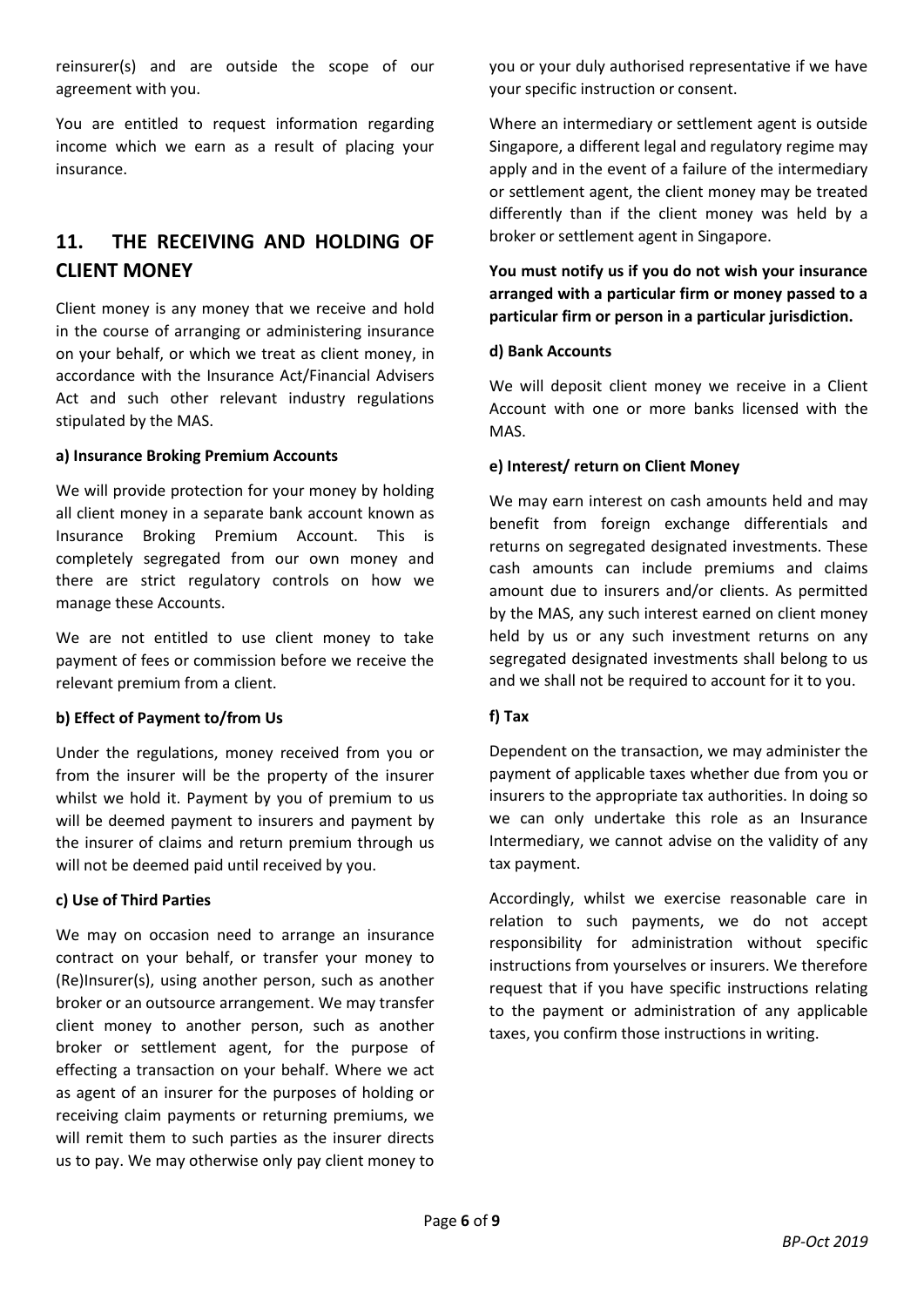reinsurer(s) and are outside the scope of our agreement with you.

You are entitled to request information regarding income which we earn as a result of placing your insurance.

## 11. THE RECEIVING AND HOLDING OF CLIENT MONEY

Client money is any money that we receive and hold in the course of arranging or administering insurance on your behalf, or which we treat as client money, in accordance with the Insurance Act/Financial Advisers Act and such other relevant industry regulations stipulated by the MAS.

**a) Insurance Broking Premium Accounts**

We will provide protection for your money by holding all client money in a separate bank account known as Insurance Broking Premium Account. This is completely segregated from our own money and there are strict regulatory controls on how we manage these Accounts.

We are not entitled to use client money to take payment of fees or commission before we receive the relevant premium from a client.

**b) Effect of Payment to/from Us**

Under the regulations, money received from you or from the insurer will be the property of the insurer whilst we hold it. Payment by you of premium to us will be deemed payment to insurers and payment by the insurer of claims and return premium through us will not be deemed paid until received by you.

**c) Use of Third Parties**

We may on occasion need to arrange an insurance contract on your behalf, or transfer your money to (Re)Insurer(s), using another person, such as another broker or an outsource arrangement. We may transfer client money to another person, such as another broker or settlement agent, for the purpose of effecting a transaction on your behalf. Where we act as agent of an insurer for the purposes of holding or receiving claim payments or returning premiums, we will remit them to such parties as the insurer directs us to pay. We may otherwise only pay client money to you or your duly authorised representative if we have your specific instruction or consent.

Where an intermediary or settlement agent is outside Singapore, a different legal and regulatory regime may apply and in the event of a failure of the intermediary or settlement agent, the client money may be treated differently than if the client money was held by a broker or settlement agent in Singapore.

**You must notify us if you do not wish your insurance arranged with a particular firm or money passed to a particular firm or person in a particular jurisdiction.**

**d) Bank Accounts**

We will deposit client money we receive in a Client Account with one or more banks licensed with the MAS.

**e) Interest/ return on Client Money**

We may earn interest on cash amounts held and may benefit from foreign exchange differentials and returns on segregated designated investments. These cash amounts can include premiums and claims amount due to insurers and/or clients. As permitted by the MAS, any such interest earned on client money held by us or any such investment returns on any segregated designated investments shall belong to us and we shall not be required to account for it to you.

**f) Tax**

Dependent on the transaction, we may administer the payment of applicable taxes whether due from you or insurers to the appropriate tax authorities. In doing so we can only undertake this role as an Insurance Intermediary, we cannot advise on the validity of any tax payment.

Accordingly, whilst we exercise reasonable care in relation to such payments, we do not accept responsibility for administration without specific instructions from yourselves or insurers. We therefore request that if you have specific instructions relating to the payment or administration of any applicable taxes, you confirm those instructions in writing.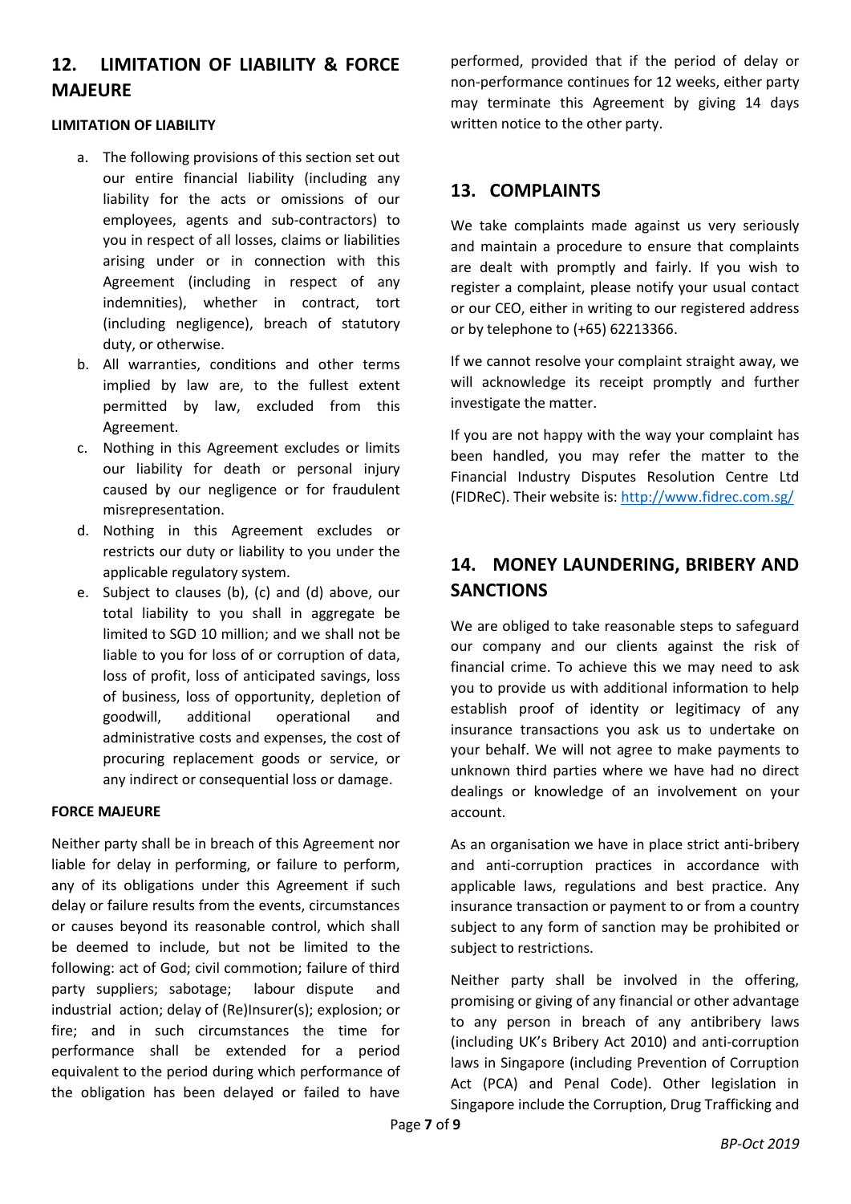## 12. LIMITATION OF LIABILITY & FORCE MAJEURE

**LIMITATION OF LIABILITY**

a. The following provisions of this section set out our entire financial liability (including any liability for the acts or omissions of our employees, agents and sub-contractors) to you in respect of all losses, claims or liabilities arising under or in connection with this Agreement (including in respect of any indemnities), whether in contract, tort (including negligence), breach of statutory duty, or otherwise.
b. All warranties, conditions and other terms implied by law are, to the fullest extent permitted by law, excluded from this Agreement.
c. Nothing in this Agreement excludes or limits our liability for death or personal injury caused by our negligence or for fraudulent misrepresentation.
d. Nothing in this Agreement excludes or restricts our duty or liability to you under the applicable regulatory system.
e. Subject to clauses (b), (c) and (d) above, our total liability to you shall in aggregate be limited to SGD 10 million; and we shall not be liable to you for loss of or corruption of data, loss of profit, loss of anticipated savings, loss of business, loss of opportunity, depletion of goodwill, additional operational and administrative costs and expenses, the cost of procuring replacement goods or service, or any indirect or consequential loss or damage.

**FORCE MAJEURE**

Neither party shall be in breach of this Agreement nor liable for delay in performing, or failure to perform, any of its obligations under this Agreement if such delay or failure results from the events, circumstances or causes beyond its reasonable control, which shall be deemed to include, but not be limited to the following: act of God; civil commotion; failure of third party suppliers; sabotage; labour dispute and industrial action; delay of (Re)Insurer(s); explosion; or fire; and in such circumstances the time for performance shall be extended for a period equivalent to the period during which performance of the obligation has been delayed or failed to have performed, provided that if the period of delay or non-performance continues for 12 weeks, either party may terminate this Agreement by giving 14 days written notice to the other party.

## 13. COMPLAINTS

We take complaints made against us very seriously and maintain a procedure to ensure that complaints are dealt with promptly and fairly. If you wish to register a complaint, please notify your usual contact or our CEO, either in writing to our registered address or by telephone to (+65) 62213366.

If we cannot resolve your complaint straight away, we will acknowledge its receipt promptly and further investigate the matter.

If you are not happy with the way your complaint has been handled, you may refer the matter to the Financial Industry Disputes Resolution Centre Ltd (FIDReC). Their website is: http://www.fidrec.com.sg/

## 14. MONEY LAUNDERING, BRIBERY AND SANCTIONS

We are obliged to take reasonable steps to safeguard our company and our clients against the risk of financial crime. To achieve this we may need to ask you to provide us with additional information to help establish proof of identity or legitimacy of any insurance transactions you ask us to undertake on your behalf. We will not agree to make payments to unknown third parties where we have had no direct dealings or knowledge of an involvement on your account.

As an organisation we have in place strict anti-bribery and anti-corruption practices in accordance with applicable laws, regulations and best practice. Any insurance transaction or payment to or from a country subject to any form of sanction may be prohibited or subject to restrictions.

Neither party shall be involved in the offering, promising or giving of any financial or other advantage to any person in breach of any antibribery laws (including UK's Bribery Act 2010) and anti-corruption laws in Singapore (including Prevention of Corruption Act (PCA) and Penal Code). Other legislation in Singapore include the Corruption, Drug Trafficking and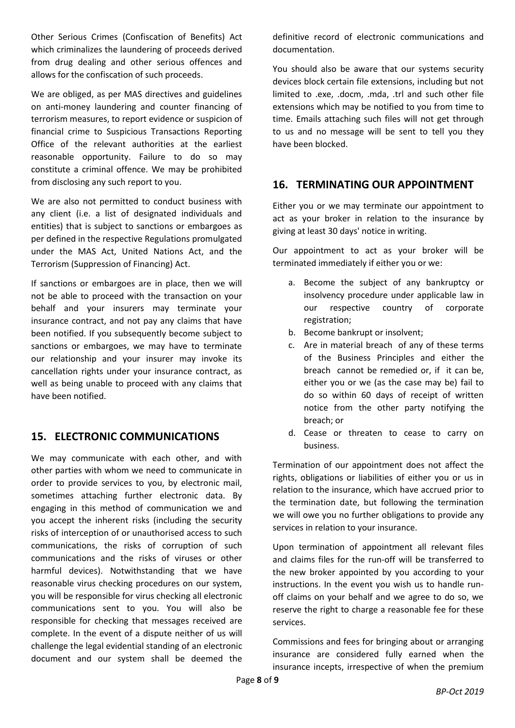Other Serious Crimes (Confiscation of Benefits) Act which criminalizes the laundering of proceeds derived from drug dealing and other serious offences and allows for the confiscation of such proceeds.

We are obliged, as per MAS directives and guidelines on anti-money laundering and counter financing of terrorism measures, to report evidence or suspicion of financial crime to Suspicious Transactions Reporting Office of the relevant authorities at the earliest reasonable opportunity. Failure to do so may constitute a criminal offence. We may be prohibited from disclosing any such report to you.

We are also not permitted to conduct business with any client (i.e. a list of designated individuals and entities) that is subject to sanctions or embargoes as per defined in the respective Regulations promulgated under the MAS Act, United Nations Act, and the Terrorism (Suppression of Financing) Act.

If sanctions or embargoes are in place, then we will not be able to proceed with the transaction on your behalf and your insurers may terminate your insurance contract, and not pay any claims that have been notified. If you subsequently become subject to sanctions or embargoes, we may have to terminate our relationship and your insurer may invoke its cancellation rights under your insurance contract, as well as being unable to proceed with any claims that have been notified.

## 15. ELECTRONIC COMMUNICATIONS

We may communicate with each other, and with other parties with whom we need to communicate in order to provide services to you, by electronic mail, sometimes attaching further electronic data. By engaging in this method of communication we and you accept the inherent risks (including the security risks of interception of or unauthorised access to such communications, the risks of corruption of such communications and the risks of viruses or other harmful devices). Notwithstanding that we have reasonable virus checking procedures on our system, you will be responsible for virus checking all electronic communications sent to you. You will also be responsible for checking that messages received are complete. In the event of a dispute neither of us will challenge the legal evidential standing of an electronic document and our system shall be deemed the definitive record of electronic communications and documentation.

You should also be aware that our systems security devices block certain file extensions, including but not limited to .exe, .docm, .mda, .trl and such other file extensions which may be notified to you from time to time. Emails attaching such files will not get through to us and no message will be sent to tell you they have been blocked.

## 16. TERMINATING OUR APPOINTMENT

Either you or we may terminate our appointment to act as your broker in relation to the insurance by giving at least 30 days' notice in writing.

Our appointment to act as your broker will be terminated immediately if either you or we:

a. Become the subject of any bankruptcy or insolvency procedure under applicable law in our respective country of corporate registration;
b. Become bankrupt or insolvent;
c. Are in material breach of any of these terms of the Business Principles and either the breach cannot be remedied or, if it can be, either you or we (as the case may be) fail to do so within 60 days of receipt of written notice from the other party notifying the breach; or
d. Cease or threaten to cease to carry on business.

Termination of our appointment does not affect the rights, obligations or liabilities of either you or us in relation to the insurance, which have accrued prior to the termination date, but following the termination we will owe you no further obligations to provide any services in relation to your insurance.

Upon termination of appointment all relevant files and claims files for the run-off will be transferred to the new broker appointed by you according to your instructions. In the event you wish us to handle run-off claims on your behalf and we agree to do so, we reserve the right to charge a reasonable fee for these services.

Commissions and fees for bringing about or arranging insurance are considered fully earned when the insurance incepts, irrespective of when the premium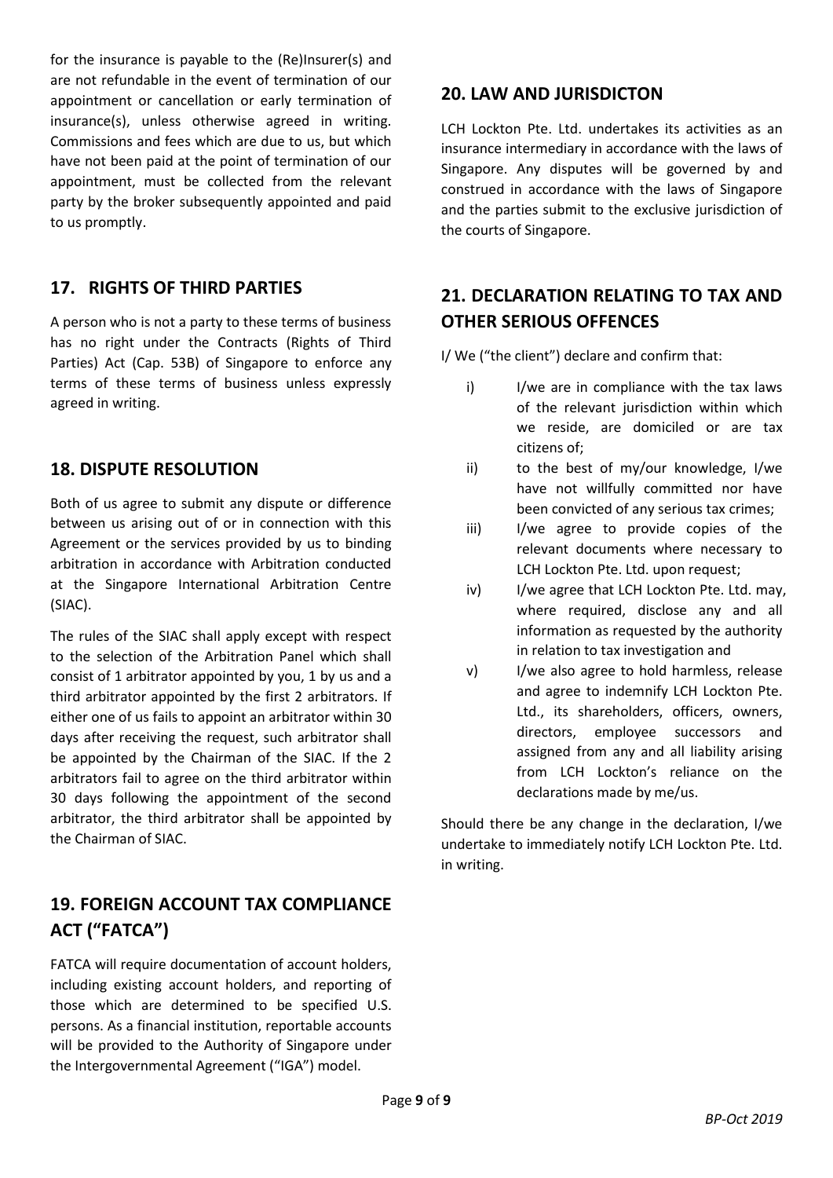for the insurance is payable to the (Re)Insurer(s) and are not refundable in the event of termination of our appointment or cancellation or early termination of insurance(s), unless otherwise agreed in writing. Commissions and fees which are due to us, but which have not been paid at the point of termination of our appointment, must be collected from the relevant party by the broker subsequently appointed and paid to us promptly.

## 17. RIGHTS OF THIRD PARTIES

A person who is not a party to these terms of business has no right under the Contracts (Rights of Third Parties) Act (Cap. 53B) of Singapore to enforce any terms of these terms of business unless expressly agreed in writing.

## 18. DISPUTE RESOLUTION

Both of us agree to submit any dispute or difference between us arising out of or in connection with this Agreement or the services provided by us to binding arbitration in accordance with Arbitration conducted at the Singapore International Arbitration Centre (SIAC).

The rules of the SIAC shall apply except with respect to the selection of the Arbitration Panel which shall consist of 1 arbitrator appointed by you, 1 by us and a third arbitrator appointed by the first 2 arbitrators. If either one of us fails to appoint an arbitrator within 30 days after receiving the request, such arbitrator shall be appointed by the Chairman of the SIAC. If the 2 arbitrators fail to agree on the third arbitrator within 30 days following the appointment of the second arbitrator, the third arbitrator shall be appointed by the Chairman of SIAC.

## 19. FOREIGN ACCOUNT TAX COMPLIANCE ACT ("FATCA")

FATCA will require documentation of account holders, including existing account holders, and reporting of those which are determined to be specified U.S. persons. As a financial institution, reportable accounts will be provided to the Authority of Singapore under the Intergovernmental Agreement ("IGA") model.

## 20. LAW AND JURISDICTON

LCH Lockton Pte. Ltd. undertakes its activities as an insurance intermediary in accordance with the laws of Singapore. Any disputes will be governed by and construed in accordance with the laws of Singapore and the parties submit to the exclusive jurisdiction of the courts of Singapore.

## 21. DECLARATION RELATING TO TAX AND OTHER SERIOUS OFFENCES

I/ We ("the client") declare and confirm that:

i) I/we are in compliance with the tax laws of the relevant jurisdiction within which we reside, are domiciled or are tax citizens of;

ii) to the best of my/our knowledge, I/we have not willfully committed nor have been convicted of any serious tax crimes;

iii) I/we agree to provide copies of the relevant documents where necessary to LCH Lockton Pte. Ltd. upon request;

iv) I/we agree that LCH Lockton Pte. Ltd. may, where required, disclose any and all information as requested by the authority in relation to tax investigation and

v) I/we also agree to hold harmless, release and agree to indemnify LCH Lockton Pte. Ltd., its shareholders, officers, owners, directors, employee successors and assigned from any and all liability arising from LCH Lockton's reliance on the declarations made by me/us.

Should there be any change in the declaration, I/we undertake to immediately notify LCH Lockton Pte. Ltd. in writing.

*BP-Oct 2019*